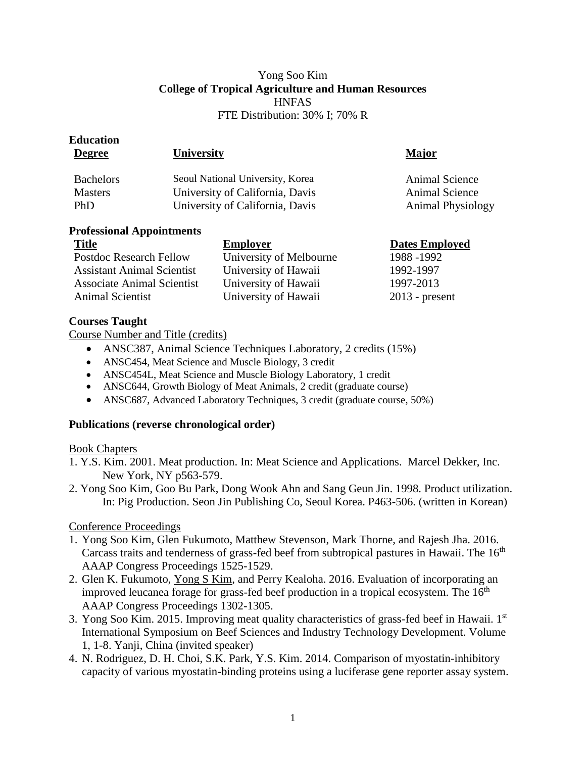Yong Soo Kim

**College of Tropical Agriculture and Human Resources**

HNFAS

FTE Distribution: 30% I; 70% R

## Education

| Degree | University | Major |
|---|---|---|
| Bachelors | Seoul National University, Korea | Animal Science |
| Masters | University of California, Davis | Animal Science |
| PhD | University of California, Davis | Animal Physiology |

## Professional Appointments

| Title | Employer | Dates Employed |
|---|---|---|
| Postdoc Research Fellow | University of Melbourne | 1988 -1992 |
| Assistant Animal Scientist | University of Hawaii | 1992-1997 |
| Associate Animal Scientist | University of Hawaii | 1997-2013 |
| Animal Scientist | University of Hawaii | 2013 - present |

## Courses Taught

Course Number and Title (credits)

- ANSC387, Animal Science Techniques Laboratory, 2 credits (15%)
- ANSC454, Meat Science and Muscle Biology, 3 credit
- ANSC454L, Meat Science and Muscle Biology Laboratory, 1 credit
- ANSC644, Growth Biology of Meat Animals, 2 credit (graduate course)
- ANSC687, Advanced Laboratory Techniques, 3 credit (graduate course, 50%)

## Publications (reverse chronological order)

Book Chapters

1. Y.S. Kim. 2001. Meat production. In: Meat Science and Applications. Marcel Dekker, Inc. New York, NY p563-579.
2. Yong Soo Kim, Goo Bu Park, Dong Wook Ahn and Sang Geun Jin. 1998. Product utilization. In: Pig Production. Seon Jin Publishing Co, Seoul Korea. P463-506. (written in Korean)

Conference Proceedings

1. Yong Soo Kim, Glen Fukumoto, Matthew Stevenson, Mark Thorne, and Rajesh Jha. 2016. Carcass traits and tenderness of grass-fed beef from subtropical pastures in Hawaii. The 16th AAAP Congress Proceedings 1525-1529.
2. Glen K. Fukumoto, Yong S Kim, and Perry Kealoha. 2016. Evaluation of incorporating an improved leucanea forage for grass-fed beef production in a tropical ecosystem. The 16th AAAP Congress Proceedings 1302-1305.
3. Yong Soo Kim. 2015. Improving meat quality characteristics of grass-fed beef in Hawaii. 1st International Symposium on Beef Sciences and Industry Technology Development. Volume 1, 1-8. Yanji, China (invited speaker)
4. N. Rodriguez, D. H. Choi, S.K. Park, Y.S. Kim. 2014. Comparison of myostatin-inhibitory capacity of various myostatin-binding proteins using a luciferase gene reporter assay system.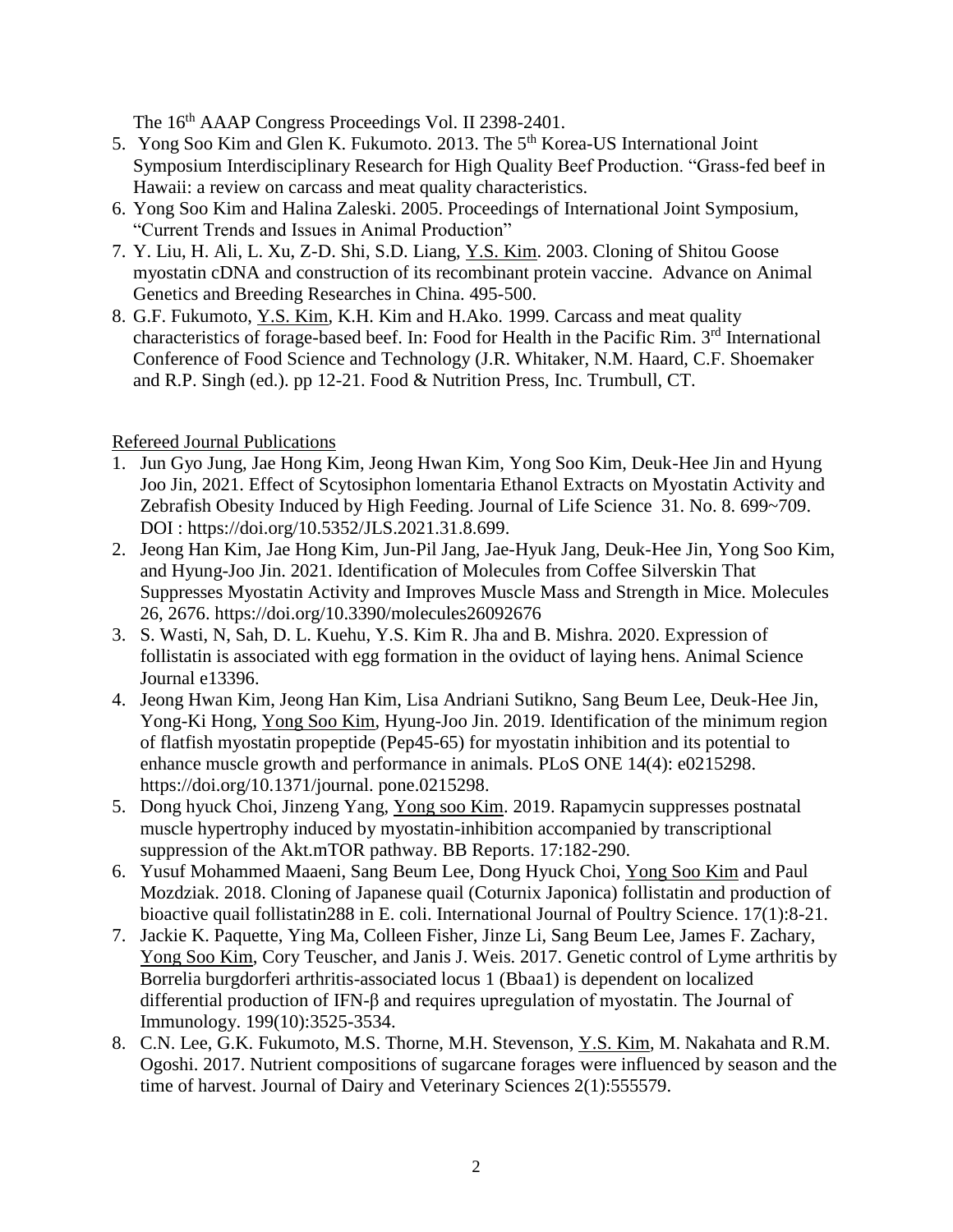The 16th AAAP Congress Proceedings Vol. II 2398-2401.

5. Yong Soo Kim and Glen K. Fukumoto. 2013. The 5th Korea-US International Joint Symposium Interdisciplinary Research for High Quality Beef Production. "Grass-fed beef in Hawaii: a review on carcass and meat quality characteristics.
6. Yong Soo Kim and Halina Zaleski. 2005. Proceedings of International Joint Symposium, "Current Trends and Issues in Animal Production"
7. Y. Liu, H. Ali, L. Xu, Z-D. Shi, S.D. Liang, Y.S. Kim. 2003. Cloning of Shitou Goose myostatin cDNA and construction of its recombinant protein vaccine. Advance on Animal Genetics and Breeding Researches in China. 495-500.
8. G.F. Fukumoto, Y.S. Kim, K.H. Kim and H.Ako. 1999. Carcass and meat quality characteristics of forage-based beef. In: Food for Health in the Pacific Rim. 3rd International Conference of Food Science and Technology (J.R. Whitaker, N.M. Haard, C.F. Shoemaker and R.P. Singh (ed.). pp 12-21. Food & Nutrition Press, Inc. Trumbull, CT.

Refereed Journal Publications

1. Jun Gyo Jung, Jae Hong Kim, Jeong Hwan Kim, Yong Soo Kim, Deuk-Hee Jin and Hyung Joo Jin, 2021. Effect of Scytosiphon lomentaria Ethanol Extracts on Myostatin Activity and Zebrafish Obesity Induced by High Feeding. Journal of Life Science 31. No. 8. 699~709. DOI : https://doi.org/10.5352/JLS.2021.31.8.699.
2. Jeong Han Kim, Jae Hong Kim, Jun-Pil Jang, Jae-Hyuk Jang, Deuk-Hee Jin, Yong Soo Kim, and Hyung-Joo Jin. 2021. Identification of Molecules from Coffee Silverskin That Suppresses Myostatin Activity and Improves Muscle Mass and Strength in Mice. Molecules 26, 2676. https://doi.org/10.3390/molecules26092676
3. S. Wasti, N, Sah, D. L. Kuehu, Y.S. Kim R. Jha and B. Mishra. 2020. Expression of follistatin is associated with egg formation in the oviduct of laying hens. Animal Science Journal e13396.
4. Jeong Hwan Kim, Jeong Han Kim, Lisa Andriani Sutikno, Sang Beum Lee, Deuk-Hee Jin, Yong-Ki Hong, Yong Soo Kim, Hyung-Joo Jin. 2019. Identification of the minimum region of flatfish myostatin propeptide (Pep45-65) for myostatin inhibition and its potential to enhance muscle growth and performance in animals. PLoS ONE 14(4): e0215298. https://doi.org/10.1371/journal. pone.0215298.
5. Dong hyuck Choi, Jinzeng Yang, Yong soo Kim. 2019. Rapamycin suppresses postnatal muscle hypertrophy induced by myostatin-inhibition accompanied by transcriptional suppression of the Akt.mTOR pathway. BB Reports. 17:182-290.
6. Yusuf Mohammed Maaeni, Sang Beum Lee, Dong Hyuck Choi, Yong Soo Kim and Paul Mozdziak. 2018. Cloning of Japanese quail (Coturnix Japonica) follistatin and production of bioactive quail follistatin288 in E. coli. International Journal of Poultry Science. 17(1):8-21.
7. Jackie K. Paquette, Ying Ma, Colleen Fisher, Jinze Li, Sang Beum Lee, James F. Zachary, Yong Soo Kim, Cory Teuscher, and Janis J. Weis. 2017. Genetic control of Lyme arthritis by Borrelia burgdorferi arthritis-associated locus 1 (Bbaa1) is dependent on localized differential production of IFN-β and requires upregulation of myostatin. The Journal of Immunology. 199(10):3525-3534.
8. C.N. Lee, G.K. Fukumoto, M.S. Thorne, M.H. Stevenson, Y.S. Kim, M. Nakahata and R.M. Ogoshi. 2017. Nutrient compositions of sugarcane forages were influenced by season and the time of harvest. Journal of Dairy and Veterinary Sciences 2(1):555579.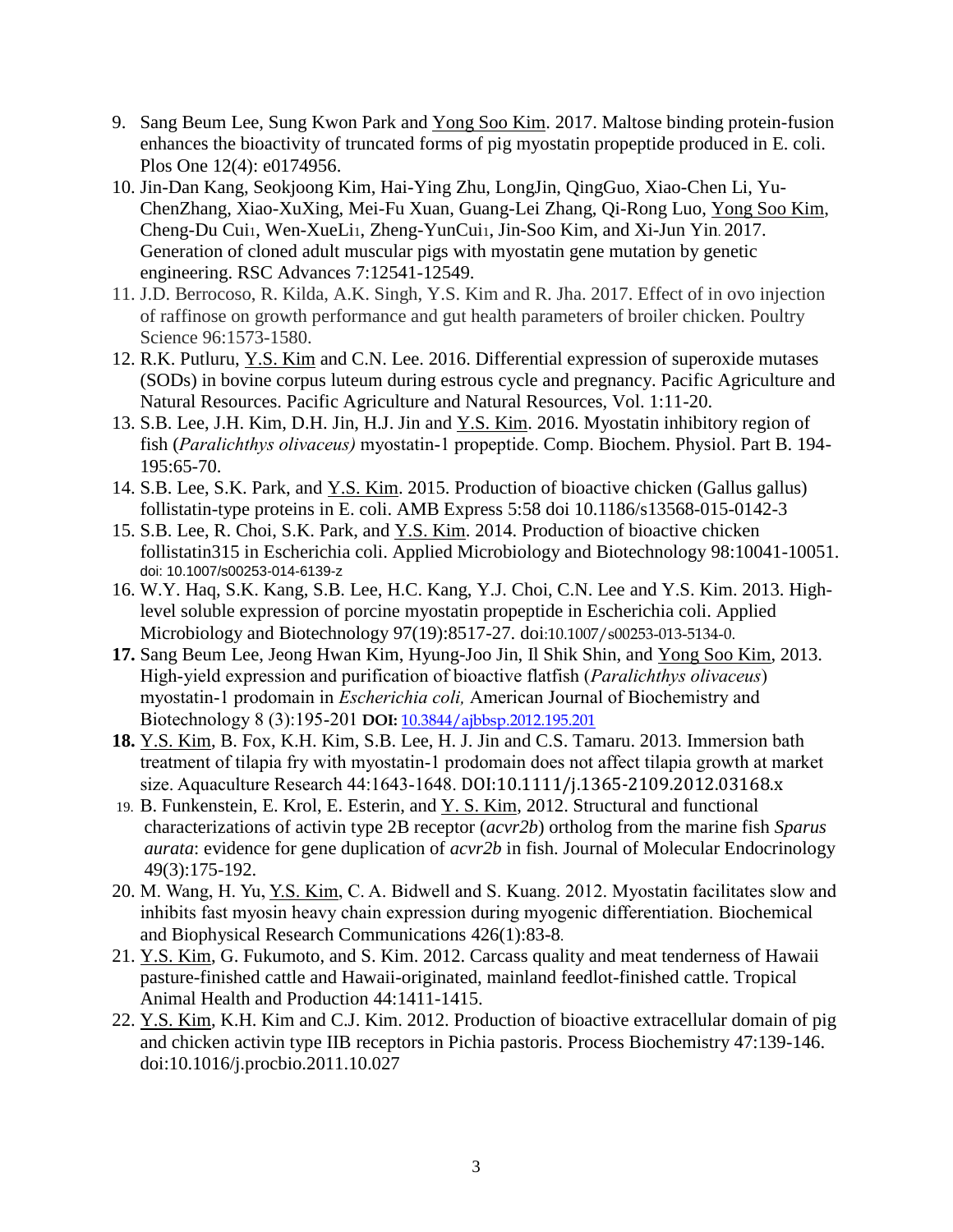9. Sang Beum Lee, Sung Kwon Park and Yong Soo Kim. 2017. Maltose binding protein-fusion enhances the bioactivity of truncated forms of pig myostatin propeptide produced in E. coli. Plos One 12(4): e0174956.
10. Jin-Dan Kang, Seokjoong Kim, Hai-Ying Zhu, LongJin, QingGuo, Xiao-Chen Li, Yu-ChenZhang, Xiao-XuXing, Mei-Fu Xuan, Guang-Lei Zhang, Qi-Rong Luo, Yong Soo Kim, Cheng-Du Cui1, Wen-XueLi1, Zheng-YunCui1, Jin-Soo Kim, and Xi-Jun Yin. 2017. Generation of cloned adult muscular pigs with myostatin gene mutation by genetic engineering. RSC Advances 7:12541-12549.
11. J.D. Berrocoso, R. Kilda, A.K. Singh, Y.S. Kim and R. Jha. 2017. Effect of in ovo injection of raffinose on growth performance and gut health parameters of broiler chicken. Poultry Science 96:1573-1580.
12. R.K. Putluru, Y.S. Kim and C.N. Lee. 2016. Differential expression of superoxide mutases (SODs) in bovine corpus luteum during estrous cycle and pregnancy. Pacific Agriculture and Natural Resources. Pacific Agriculture and Natural Resources, Vol. 1:11-20.
13. S.B. Lee, J.H. Kim, D.H. Jin, H.J. Jin and Y.S. Kim. 2016. Myostatin inhibitory region of fish (*Paralichthys olivaceus)* myostatin-1 propeptide. Comp. Biochem. Physiol. Part B. 194-195:65-70.
14. S.B. Lee, S.K. Park, and Y.S. Kim. 2015. Production of bioactive chicken (Gallus gallus) follistatin-type proteins in E. coli. AMB Express 5:58 doi 10.1186/s13568-015-0142-3
15. S.B. Lee, R. Choi, S.K. Park, and Y.S. Kim. 2014. Production of bioactive chicken follistatin315 in Escherichia coli. Applied Microbiology and Biotechnology 98:10041-10051. doi: 10.1007/s00253-014-6139-z
16. W.Y. Haq, S.K. Kang, S.B. Lee, H.C. Kang, Y.J. Choi, C.N. Lee and Y.S. Kim. 2013. High-level soluble expression of porcine myostatin propeptide in Escherichia coli. Applied Microbiology and Biotechnology 97(19):8517-27. doi:10.1007/s00253-013-5134-0.
17. Sang Beum Lee, Jeong Hwan Kim, Hyung-Joo Jin, Il Shik Shin, and Yong Soo Kim, 2013. High-yield expression and purification of bioactive flatfish (*Paralichthys olivaceus*) myostatin-1 prodomain in *Escherichia coli,* American Journal of Biochemistry and Biotechnology 8 (3):195-201 **DOI:** 10.3844/ajbbsp.2012.195.201
18. Y.S. Kim, B. Fox, K.H. Kim, S.B. Lee, H. J. Jin and C.S. Tamaru. 2013. Immersion bath treatment of tilapia fry with myostatin-1 prodomain does not affect tilapia growth at market size. Aquaculture Research 44:1643-1648. DOI:10.1111/j.1365-2109.2012.03168.x
19. B. Funkenstein, E. Krol, E. Esterin, and Y. S. Kim, 2012. Structural and functional characterizations of activin type 2B receptor (*acvr2b*) ortholog from the marine fish *Sparus aurata*: evidence for gene duplication of *acvr2b* in fish. Journal of Molecular Endocrinology 49(3):175-192.
20. M. Wang, H. Yu, Y.S. Kim, C. A. Bidwell and S. Kuang. 2012. Myostatin facilitates slow and inhibits fast myosin heavy chain expression during myogenic differentiation. Biochemical and Biophysical Research Communications 426(1):83-8.
21. Y.S. Kim, G. Fukumoto, and S. Kim. 2012. Carcass quality and meat tenderness of Hawaii pasture-finished cattle and Hawaii-originated, mainland feedlot-finished cattle. Tropical Animal Health and Production 44:1411-1415.
22. Y.S. Kim, K.H. Kim and C.J. Kim. 2012. Production of bioactive extracellular domain of pig and chicken activin type IIB receptors in Pichia pastoris. Process Biochemistry 47:139-146. doi:10.1016/j.procbio.2011.10.027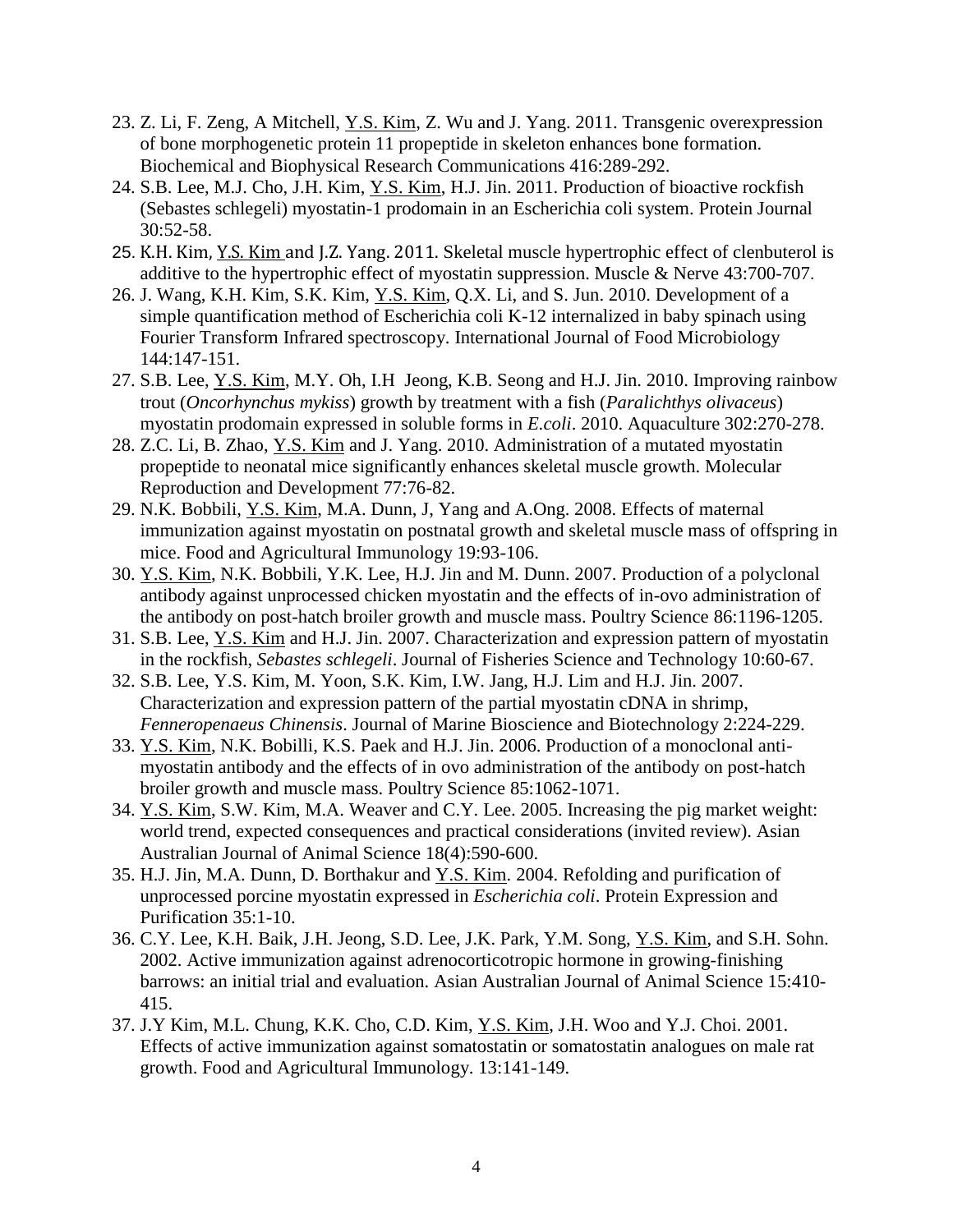23. Z. Li, F. Zeng, A Mitchell, Y.S. Kim, Z. Wu and J. Yang. 2011. Transgenic overexpression of bone morphogenetic protein 11 propeptide in skeleton enhances bone formation. Biochemical and Biophysical Research Communications 416:289-292.
24. S.B. Lee, M.J. Cho, J.H. Kim, Y.S. Kim, H.J. Jin. 2011. Production of bioactive rockfish (Sebastes schlegeli) myostatin-1 prodomain in an Escherichia coli system. Protein Journal 30:52-58.
25. K.H. Kim, Y.S. Kim and J.Z. Yang. 2011. Skeletal muscle hypertrophic effect of clenbuterol is additive to the hypertrophic effect of myostatin suppression. Muscle & Nerve 43:700-707.
26. J. Wang, K.H. Kim, S.K. Kim, Y.S. Kim, Q.X. Li, and S. Jun. 2010. Development of a simple quantification method of Escherichia coli K-12 internalized in baby spinach using Fourier Transform Infrared spectroscopy. International Journal of Food Microbiology 144:147-151.
27. S.B. Lee, Y.S. Kim, M.Y. Oh, I.H Jeong, K.B. Seong and H.J. Jin. 2010. Improving rainbow trout (*Oncorhynchus mykiss*) growth by treatment with a fish (*Paralichthys olivaceus*) myostatin prodomain expressed in soluble forms in *E.coli*. 2010. Aquaculture 302:270-278.
28. Z.C. Li, B. Zhao, Y.S. Kim and J. Yang. 2010. Administration of a mutated myostatin propeptide to neonatal mice significantly enhances skeletal muscle growth. Molecular Reproduction and Development 77:76-82.
29. N.K. Bobbili, Y.S. Kim, M.A. Dunn, J, Yang and A.Ong. 2008. Effects of maternal immunization against myostatin on postnatal growth and skeletal muscle mass of offspring in mice. Food and Agricultural Immunology 19:93-106.
30. Y.S. Kim, N.K. Bobbili, Y.K. Lee, H.J. Jin and M. Dunn. 2007. Production of a polyclonal antibody against unprocessed chicken myostatin and the effects of in-ovo administration of the antibody on post-hatch broiler growth and muscle mass. Poultry Science 86:1196-1205.
31. S.B. Lee, Y.S. Kim and H.J. Jin. 2007. Characterization and expression pattern of myostatin in the rockfish, *Sebastes schlegeli*. Journal of Fisheries Science and Technology 10:60-67.
32. S.B. Lee, Y.S. Kim, M. Yoon, S.K. Kim, I.W. Jang, H.J. Lim and H.J. Jin. 2007. Characterization and expression pattern of the partial myostatin cDNA in shrimp, *Fenneropenaeus Chinensis*. Journal of Marine Bioscience and Biotechnology 2:224-229.
33. Y.S. Kim, N.K. Bobilli, K.S. Paek and H.J. Jin. 2006. Production of a monoclonal anti-myostatin antibody and the effects of in ovo administration of the antibody on post-hatch broiler growth and muscle mass. Poultry Science 85:1062-1071.
34. Y.S. Kim, S.W. Kim, M.A. Weaver and C.Y. Lee. 2005. Increasing the pig market weight: world trend, expected consequences and practical considerations (invited review). Asian Australian Journal of Animal Science 18(4):590-600.
35. H.J. Jin, M.A. Dunn, D. Borthakur and Y.S. Kim. 2004. Refolding and purification of unprocessed porcine myostatin expressed in *Escherichia coli*. Protein Expression and Purification 35:1-10.
36. C.Y. Lee, K.H. Baik, J.H. Jeong, S.D. Lee, J.K. Park, Y.M. Song, Y.S. Kim, and S.H. Sohn. 2002. Active immunization against adrenocorticotropic hormone in growing-finishing barrows: an initial trial and evaluation. Asian Australian Journal of Animal Science 15:410-415.
37. J.Y Kim, M.L. Chung, K.K. Cho, C.D. Kim, Y.S. Kim, J.H. Woo and Y.J. Choi. 2001. Effects of active immunization against somatostatin or somatostatin analogues on male rat growth. Food and Agricultural Immunology. 13:141-149.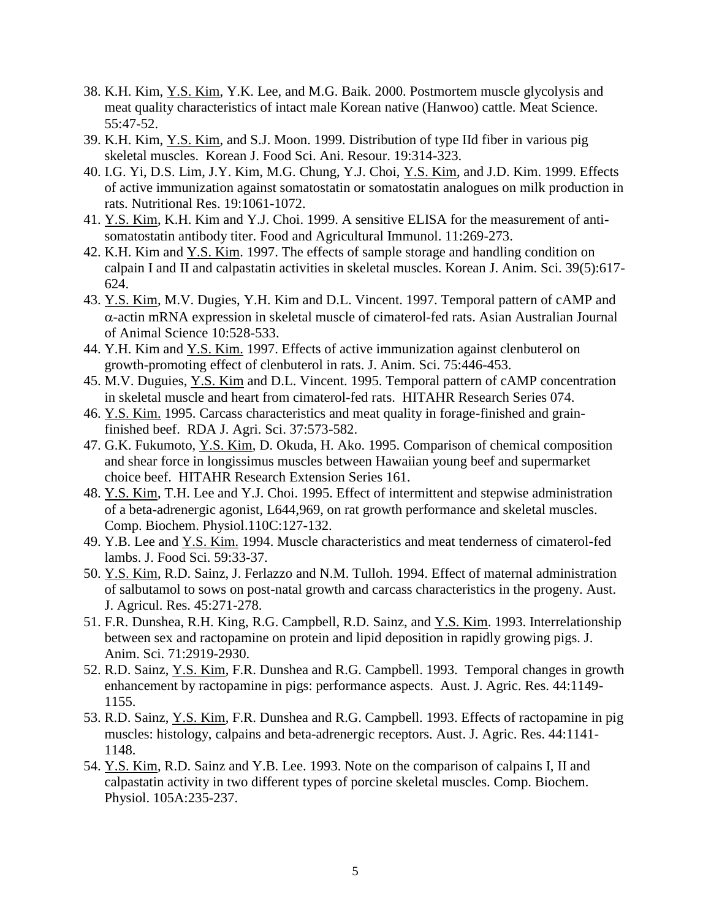38. K.H. Kim, Y.S. Kim, Y.K. Lee, and M.G. Baik. 2000. Postmortem muscle glycolysis and meat quality characteristics of intact male Korean native (Hanwoo) cattle. Meat Science. 55:47-52.
39. K.H. Kim, Y.S. Kim, and S.J. Moon. 1999. Distribution of type IId fiber in various pig skeletal muscles. Korean J. Food Sci. Ani. Resour. 19:314-323.
40. I.G. Yi, D.S. Lim, J.Y. Kim, M.G. Chung, Y.J. Choi, Y.S. Kim, and J.D. Kim. 1999. Effects of active immunization against somatostatin or somatostatin analogues on milk production in rats. Nutritional Res. 19:1061-1072.
41. Y.S. Kim, K.H. Kim and Y.J. Choi. 1999. A sensitive ELISA for the measurement of anti-somatostatin antibody titer. Food and Agricultural Immunol. 11:269-273.
42. K.H. Kim and Y.S. Kim. 1997. The effects of sample storage and handling condition on calpain I and II and calpastatin activities in skeletal muscles. Korean J. Anim. Sci. 39(5):617-624.
43. Y.S. Kim, M.V. Dugies, Y.H. Kim and D.L. Vincent. 1997. Temporal pattern of cAMP and $\alpha$-actin mRNA expression in skeletal muscle of cimaterol-fed rats. Asian Australian Journal of Animal Science 10:528-533.
44. Y.H. Kim and Y.S. Kim. 1997. Effects of active immunization against clenbuterol on growth-promoting effect of clenbuterol in rats. J. Anim. Sci. 75:446-453.
45. M.V. Duguies, Y.S. Kim and D.L. Vincent. 1995. Temporal pattern of cAMP concentration in skeletal muscle and heart from cimaterol-fed rats. HITAHR Research Series 074.
46. Y.S. Kim. 1995. Carcass characteristics and meat quality in forage-finished and grain-finished beef. RDA J. Agri. Sci. 37:573-582.
47. G.K. Fukumoto, Y.S. Kim, D. Okuda, H. Ako. 1995. Comparison of chemical composition and shear force in longissimus muscles between Hawaiian young beef and supermarket choice beef. HITAHR Research Extension Series 161.
48. Y.S. Kim, T.H. Lee and Y.J. Choi. 1995. Effect of intermittent and stepwise administration of a beta-adrenergic agonist, L644,969, on rat growth performance and skeletal muscles. Comp. Biochem. Physiol.110C:127-132.
49. Y.B. Lee and Y.S. Kim. 1994. Muscle characteristics and meat tenderness of cimaterol-fed lambs. J. Food Sci. 59:33-37.
50. Y.S. Kim, R.D. Sainz, J. Ferlazzo and N.M. Tulloh. 1994. Effect of maternal administration of salbutamol to sows on post-natal growth and carcass characteristics in the progeny. Aust. J. Agricul. Res. 45:271-278.
51. F.R. Dunshea, R.H. King, R.G. Campbell, R.D. Sainz, and Y.S. Kim. 1993. Interrelationship between sex and ractopamine on protein and lipid deposition in rapidly growing pigs. J. Anim. Sci. 71:2919-2930.
52. R.D. Sainz, Y.S. Kim, F.R. Dunshea and R.G. Campbell. 1993. Temporal changes in growth enhancement by ractopamine in pigs: performance aspects. Aust. J. Agric. Res. 44:1149-1155.
53. R.D. Sainz, Y.S. Kim, F.R. Dunshea and R.G. Campbell. 1993. Effects of ractopamine in pig muscles: histology, calpains and beta-adrenergic receptors. Aust. J. Agric. Res. 44:1141-1148.
54. Y.S. Kim, R.D. Sainz and Y.B. Lee. 1993. Note on the comparison of calpains I, II and calpastatin activity in two different types of porcine skeletal muscles. Comp. Biochem. Physiol. 105A:235-237.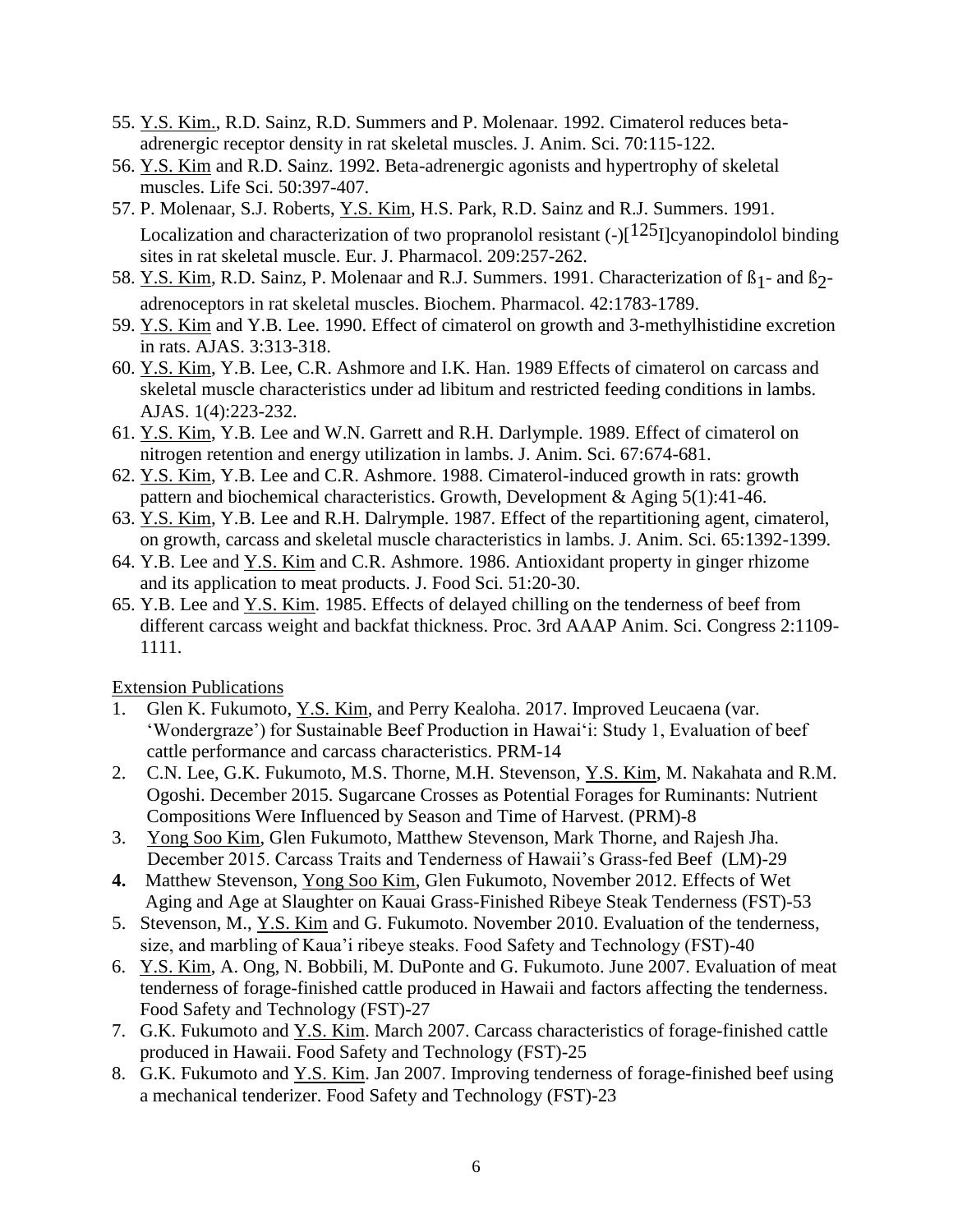55. Y.S. Kim., R.D. Sainz, R.D. Summers and P. Molenaar. 1992. Cimaterol reduces beta-adrenergic receptor density in rat skeletal muscles. J. Anim. Sci. 70:115-122.
56. Y.S. Kim and R.D. Sainz. 1992. Beta-adrenergic agonists and hypertrophy of skeletal muscles. Life Sci. 50:397-407.
57. P. Molenaar, S.J. Roberts, Y.S. Kim, H.S. Park, R.D. Sainz and R.J. Summers. 1991. Localization and characterization of two propranolol resistant (-)[$^{125}$I]cyanopindolol binding sites in rat skeletal muscle. Eur. J. Pharmacol. 209:257-262.
58. Y.S. Kim, R.D. Sainz, P. Molenaar and R.J. Summers. 1991. Characterization of $ß_1$- and $ß_2$-adrenoceptors in rat skeletal muscles. Biochem. Pharmacol. 42:1783-1789.
59. Y.S. Kim and Y.B. Lee. 1990. Effect of cimaterol on growth and 3-methylhistidine excretion in rats. AJAS. 3:313-318.
60. Y.S. Kim, Y.B. Lee, C.R. Ashmore and I.K. Han. 1989 Effects of cimaterol on carcass and skeletal muscle characteristics under ad libitum and restricted feeding conditions in lambs. AJAS. 1(4):223-232.
61. Y.S. Kim, Y.B. Lee and W.N. Garrett and R.H. Darlymple. 1989. Effect of cimaterol on nitrogen retention and energy utilization in lambs. J. Anim. Sci. 67:674-681.
62. Y.S. Kim, Y.B. Lee and C.R. Ashmore. 1988. Cimaterol-induced growth in rats: growth pattern and biochemical characteristics. Growth, Development & Aging 5(1):41-46.
63. Y.S. Kim, Y.B. Lee and R.H. Dalrymple. 1987. Effect of the repartitioning agent, cimaterol, on growth, carcass and skeletal muscle characteristics in lambs. J. Anim. Sci. 65:1392-1399.
64. Y.B. Lee and Y.S. Kim and C.R. Ashmore. 1986. Antioxidant property in ginger rhizome and its application to meat products. J. Food Sci. 51:20-30.
65. Y.B. Lee and Y.S. Kim. 1985. Effects of delayed chilling on the tenderness of beef from different carcass weight and backfat thickness. Proc. 3rd AAAP Anim. Sci. Congress 2:1109-1111.

Extension Publications

1. Glen K. Fukumoto, Y.S. Kim, and Perry Kealoha. 2017. Improved Leucaena (var. 'Wondergraze') for Sustainable Beef Production in Hawai'i: Study 1, Evaluation of beef cattle performance and carcass characteristics. PRM-14
2. C.N. Lee, G.K. Fukumoto, M.S. Thorne, M.H. Stevenson, Y.S. Kim, M. Nakahata and R.M. Ogoshi. December 2015. Sugarcane Crosses as Potential Forages for Ruminants: Nutrient Compositions Were Influenced by Season and Time of Harvest. (PRM)-8
3. Yong Soo Kim, Glen Fukumoto, Matthew Stevenson, Mark Thorne, and Rajesh Jha. December 2015. Carcass Traits and Tenderness of Hawaii's Grass-fed Beef (LM)-29
4. Matthew Stevenson, Yong Soo Kim, Glen Fukumoto, November 2012. Effects of Wet Aging and Age at Slaughter on Kauai Grass-Finished Ribeye Steak Tenderness (FST)-53
5. Stevenson, M., Y.S. Kim and G. Fukumoto. November 2010. Evaluation of the tenderness, size, and marbling of Kaua'i ribeye steaks. Food Safety and Technology (FST)-40
6. Y.S. Kim, A. Ong, N. Bobbili, M. DuPonte and G. Fukumoto. June 2007. Evaluation of meat tenderness of forage-finished cattle produced in Hawaii and factors affecting the tenderness. Food Safety and Technology (FST)-27
7. G.K. Fukumoto and Y.S. Kim. March 2007. Carcass characteristics of forage-finished cattle produced in Hawaii. Food Safety and Technology (FST)-25
8. G.K. Fukumoto and Y.S. Kim. Jan 2007. Improving tenderness of forage-finished beef using a mechanical tenderizer. Food Safety and Technology (FST)-23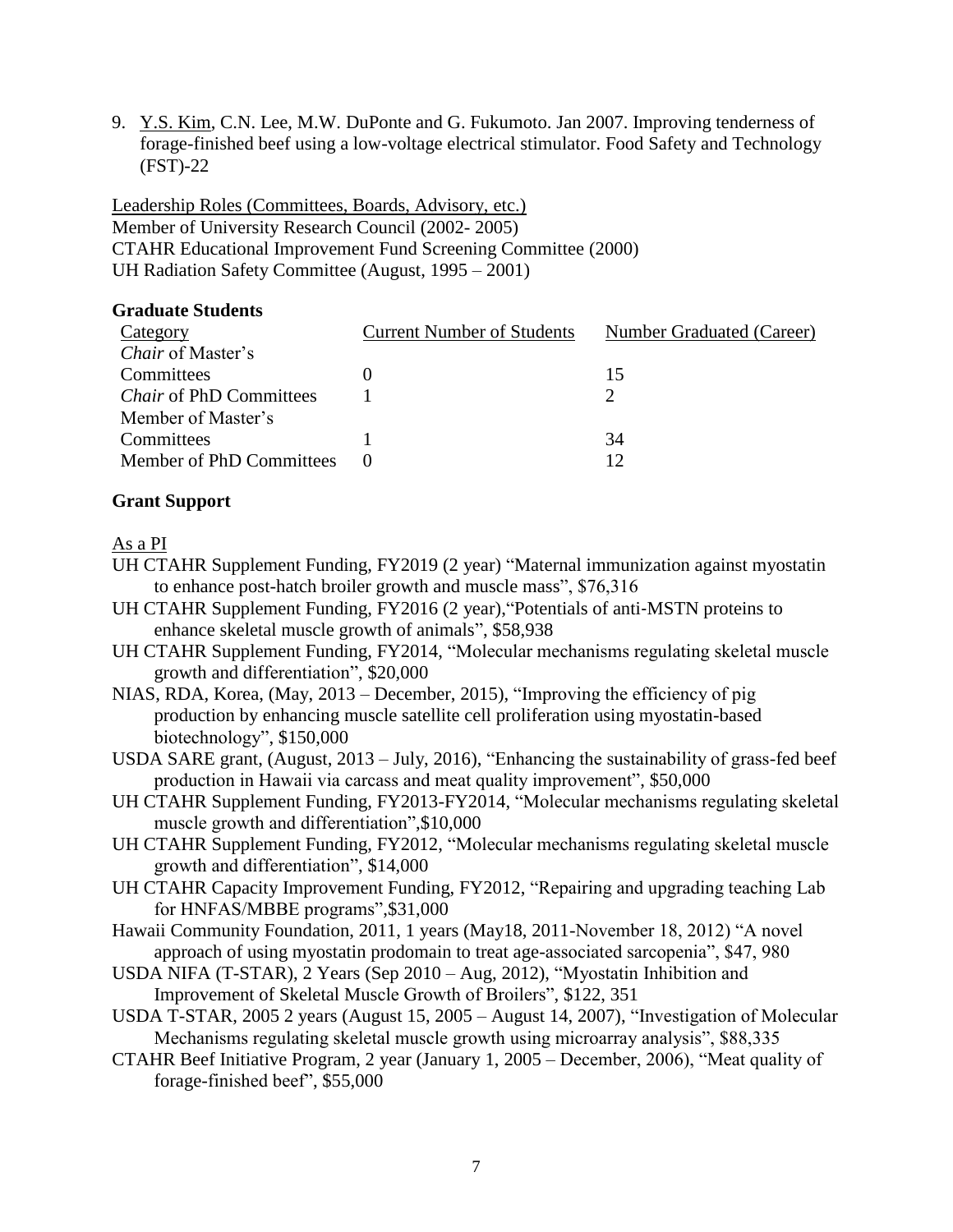9. <u>Y.S. Kim</u>, C.N. Lee, M.W. DuPonte and G. Fukumoto. Jan 2007. Improving tenderness of forage-finished beef using a low-voltage electrical stimulator. Food Safety and Technology (FST)-22

<u>Leadership Roles (Committees, Boards, Advisory, etc.)</u>
Member of University Research Council (2002- 2005)
CTAHR Educational Improvement Fund Screening Committee (2000)
UH Radiation Safety Committee (August, 1995 – 2001)

**Graduate Students**

| Category | Current Number of Students | Number Graduated (Career) |
|---|---|---|
| *Chair* of Master's Committees | 0 | 15 |
| *Chair* of PhD Committees | 1 | 2 |
| Member of Master's Committees | 1 | 34 |
| Member of PhD Committees | 0 | 12 |

**Grant Support**

<u>As a PI</u>

UH CTAHR Supplement Funding, FY2019 (2 year) "Maternal immunization against myostatin to enhance post-hatch broiler growth and muscle mass", $76,316

UH CTAHR Supplement Funding, FY2016 (2 year),"Potentials of anti-MSTN proteins to enhance skeletal muscle growth of animals", $58,938

UH CTAHR Supplement Funding, FY2014, "Molecular mechanisms regulating skeletal muscle growth and differentiation", $20,000

NIAS, RDA, Korea, (May, 2013 – December, 2015), "Improving the efficiency of pig production by enhancing muscle satellite cell proliferation using myostatin-based biotechnology", $150,000

USDA SARE grant, (August, 2013 – July, 2016), "Enhancing the sustainability of grass-fed beef production in Hawaii via carcass and meat quality improvement", $50,000

UH CTAHR Supplement Funding, FY2013-FY2014, "Molecular mechanisms regulating skeletal muscle growth and differentiation",$10,000

UH CTAHR Supplement Funding, FY2012, "Molecular mechanisms regulating skeletal muscle growth and differentiation", $14,000

UH CTAHR Capacity Improvement Funding, FY2012, "Repairing and upgrading teaching Lab for HNFAS/MBBE programs",$31,000

Hawaii Community Foundation, 2011, 1 years (May18, 2011-November 18, 2012) "A novel approach of using myostatin prodomain to treat age-associated sarcopenia", $47, 980

USDA NIFA (T-STAR), 2 Years (Sep 2010 – Aug, 2012), "Myostatin Inhibition and Improvement of Skeletal Muscle Growth of Broilers", $122, 351

USDA T-STAR, 2005 2 years (August 15, 2005 – August 14, 2007), "Investigation of Molecular Mechanisms regulating skeletal muscle growth using microarray analysis", $88,335

CTAHR Beef Initiative Program, 2 year (January 1, 2005 – December, 2006), "Meat quality of forage-finished beef", $55,000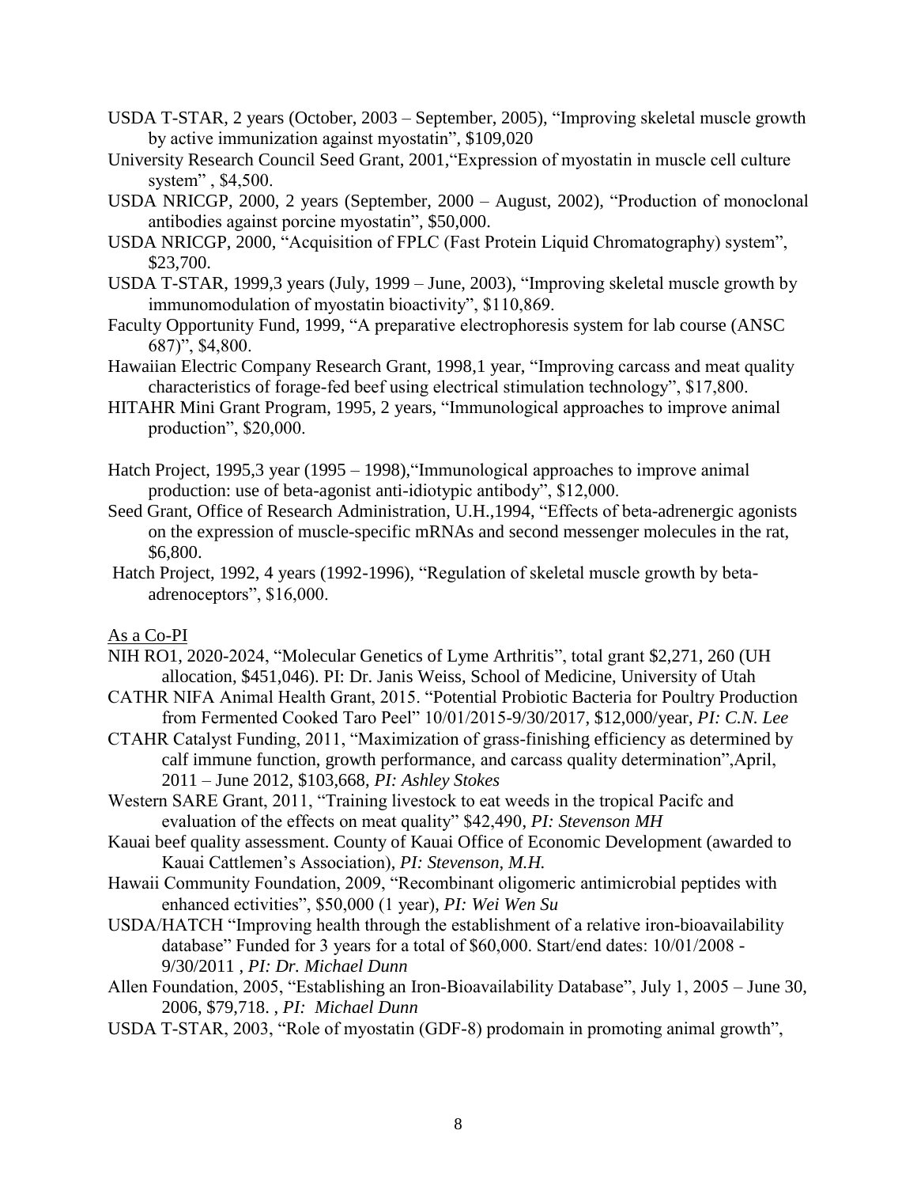USDA T-STAR, 2 years (October, 2003 – September, 2005), "Improving skeletal muscle growth by active immunization against myostatin", $109,020

University Research Council Seed Grant, 2001,"Expression of myostatin in muscle cell culture system" , $4,500.

USDA NRICGP, 2000, 2 years (September, 2000 – August, 2002), "Production of monoclonal antibodies against porcine myostatin", $50,000.

USDA NRICGP, 2000, "Acquisition of FPLC (Fast Protein Liquid Chromatography) system", $23,700.

USDA T-STAR, 1999,3 years (July, 1999 – June, 2003), "Improving skeletal muscle growth by immunomodulation of myostatin bioactivity", $110,869.

Faculty Opportunity Fund, 1999, "A preparative electrophoresis system for lab course (ANSC 687)", $4,800.

Hawaiian Electric Company Research Grant, 1998,1 year, "Improving carcass and meat quality characteristics of forage-fed beef using electrical stimulation technology", $17,800.

HITAHR Mini Grant Program, 1995, 2 years, "Immunological approaches to improve animal production", $20,000.

Hatch Project, 1995,3 year (1995 – 1998),"Immunological approaches to improve animal production: use of beta-agonist anti-idiotypic antibody", $12,000.

Seed Grant, Office of Research Administration, U.H.,1994, "Effects of beta-adrenergic agonists on the expression of muscle-specific mRNAs and second messenger molecules in the rat, $6,800.

Hatch Project, 1992, 4 years (1992-1996), "Regulation of skeletal muscle growth by beta-adrenoceptors", $16,000.

As a Co-PI

NIH RO1, 2020-2024, "Molecular Genetics of Lyme Arthritis", total grant $2,271, 260 (UH allocation, $451,046). PI: Dr. Janis Weiss, School of Medicine, University of Utah

CATHR NIFA Animal Health Grant, 2015. "Potential Probiotic Bacteria for Poultry Production from Fermented Cooked Taro Peel" 10/01/2015-9/30/2017, $12,000/year, *PI: C.N. Lee*

CTAHR Catalyst Funding, 2011, "Maximization of grass-finishing efficiency as determined by calf immune function, growth performance, and carcass quality determination",April, 2011 – June 2012, $103,668, *PI: Ashley Stokes*

Western SARE Grant, 2011, "Training livestock to eat weeds in the tropical Pacifc and evaluation of the effects on meat quality" $42,490, *PI: Stevenson MH*

Kauai beef quality assessment. County of Kauai Office of Economic Development (awarded to Kauai Cattlemen's Association), *PI: Stevenson, M.H.*

Hawaii Community Foundation, 2009, "Recombinant oligomeric antimicrobial peptides with enhanced ectivities", $50,000 (1 year), *PI: Wei Wen Su*

USDA/HATCH "Improving health through the establishment of a relative iron-bioavailability database" Funded for 3 years for a total of $60,000. Start/end dates: 10/01/2008 - 9/30/2011 , *PI: Dr. Michael Dunn*

Allen Foundation, 2005, "Establishing an Iron-Bioavailability Database", July 1, 2005 – June 30, 2006, $79,718. , *PI: Michael Dunn*

USDA T-STAR, 2003, "Role of myostatin (GDF-8) prodomain in promoting animal growth",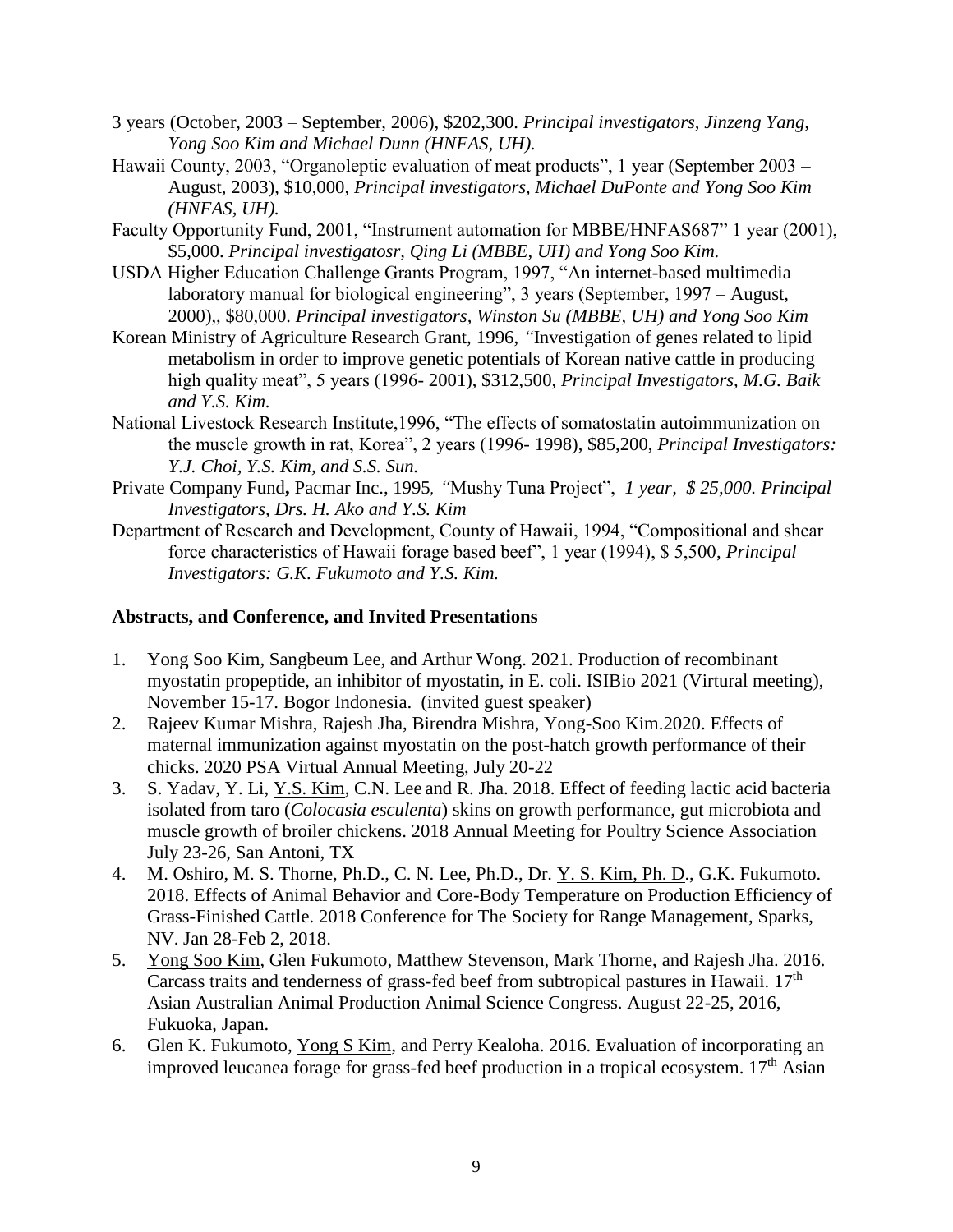3 years (October, 2003 – September, 2006), $202,300. *Principal investigators, Jinzeng Yang, Yong Soo Kim and Michael Dunn (HNFAS, UH).*

Hawaii County, 2003, "Organoleptic evaluation of meat products", 1 year (September 2003 – August, 2003), $10,000, *Principal investigators, Michael DuPonte and Yong Soo Kim (HNFAS, UH).*

Faculty Opportunity Fund, 2001, "Instrument automation for MBBE/HNFAS687" 1 year (2001), $5,000. *Principal investigatosr, Qing Li (MBBE, UH) and Yong Soo Kim.*

USDA Higher Education Challenge Grants Program, 1997, "An internet-based multimedia laboratory manual for biological engineering", 3 years (September, 1997 – August, 2000),, $80,000. *Principal investigators, Winston Su (MBBE, UH) and Yong Soo Kim*

Korean Ministry of Agriculture Research Grant, 1996, "Investigation of genes related to lipid metabolism in order to improve genetic potentials of Korean native cattle in producing high quality meat", 5 years (1996- 2001), $312,500, *Principal Investigators, M.G. Baik and Y.S. Kim.*

National Livestock Research Institute,1996, "The effects of somatostatin autoimmunization on the muscle growth in rat, Korea", 2 years (1996- 1998), $85,200, *Principal Investigators: Y.J. Choi, Y.S. Kim, and S.S. Sun.*

Private Company Fund**,** Pacmar Inc., 1995, "Mushy Tuna Project", *1 year, $ 25,000. Principal Investigators, Drs. H. Ako and Y.S. Kim*

Department of Research and Development, County of Hawaii, 1994, "Compositional and shear force characteristics of Hawaii forage based beef", 1 year (1994), $ 5,500, *Principal Investigators: G.K. Fukumoto and Y.S. Kim.*

## Abstracts, and Conference, and Invited Presentations

1. Yong Soo Kim, Sangbeum Lee, and Arthur Wong. 2021. Production of recombinant myostatin propeptide, an inhibitor of myostatin, in E. coli. ISIBio 2021 (Virtural meeting), November 15-17. Bogor Indonesia. (invited guest speaker)
2. Rajeev Kumar Mishra, Rajesh Jha, Birendra Mishra, Yong-Soo Kim.2020. Effects of maternal immunization against myostatin on the post-hatch growth performance of their chicks. 2020 PSA Virtual Annual Meeting, July 20-22
3. S. Yadav, Y. Li, Y.S. Kim, C.N. Lee and R. Jha. 2018. Effect of feeding lactic acid bacteria isolated from taro (*Colocasia esculenta*) skins on growth performance, gut microbiota and muscle growth of broiler chickens. 2018 Annual Meeting for Poultry Science Association July 23-26, San Antoni, TX
4. M. Oshiro, M. S. Thorne, Ph.D., C. N. Lee, Ph.D., Dr. Y. S. Kim, Ph. D., G.K. Fukumoto. 2018. Effects of Animal Behavior and Core-Body Temperature on Production Efficiency of Grass-Finished Cattle. 2018 Conference for The Society for Range Management, Sparks, NV. Jan 28-Feb 2, 2018.
5. Yong Soo Kim, Glen Fukumoto, Matthew Stevenson, Mark Thorne, and Rajesh Jha. 2016. Carcass traits and tenderness of grass-fed beef from subtropical pastures in Hawaii. 17th Asian Australian Animal Production Animal Science Congress. August 22-25, 2016, Fukuoka, Japan.
6. Glen K. Fukumoto, Yong S Kim, and Perry Kealoha. 2016. Evaluation of incorporating an improved leucanea forage for grass-fed beef production in a tropical ecosystem. 17th Asian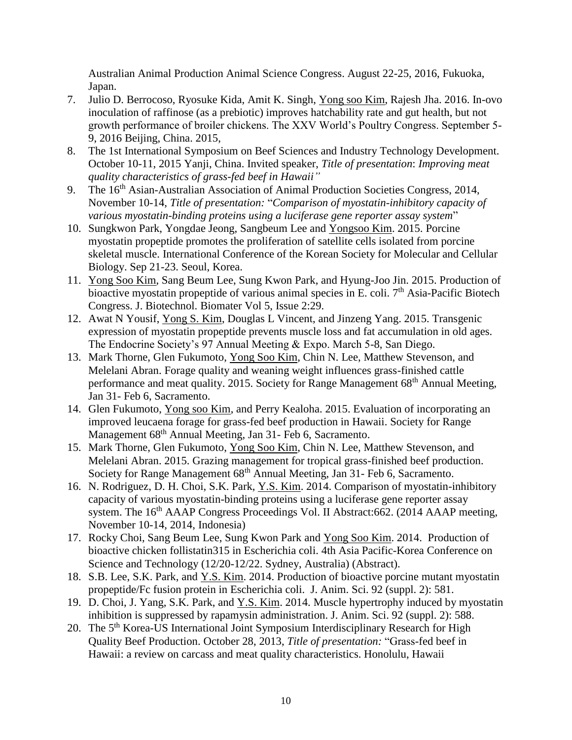Australian Animal Production Animal Science Congress. August 22-25, 2016, Fukuoka, Japan.

7. Julio D. Berrocoso, Ryosuke Kida, Amit K. Singh, Yong soo Kim, Rajesh Jha. 2016. In-ovo inoculation of raffinose (as a prebiotic) improves hatchability rate and gut health, but not growth performance of broiler chickens. The XXV World's Poultry Congress. September 5-9, 2016 Beijing, China. 2015,
8. The 1st International Symposium on Beef Sciences and Industry Technology Development. October 10-11, 2015 Yanji, China. Invited speaker, *Title of presentation*: *Improving meat quality characteristics of grass-fed beef in Hawaii"*
9. The 16th Asian-Australian Association of Animal Production Societies Congress, 2014, November 10-14, *Title of presentation:* "*Comparison of myostatin-inhibitory capacity of various myostatin-binding proteins using a luciferase gene reporter assay system*"
10. Sungkwon Park, Yongdae Jeong, Sangbeum Lee and Yongsoo Kim. 2015. Porcine myostatin propeptide promotes the proliferation of satellite cells isolated from porcine skeletal muscle. International Conference of the Korean Society for Molecular and Cellular Biology. Sep 21-23. Seoul, Korea.
11. Yong Soo Kim, Sang Beum Lee, Sung Kwon Park, and Hyung-Joo Jin. 2015. Production of bioactive myostatin propeptide of various animal species in E. coli. 7th Asia-Pacific Biotech Congress. J. Biotechnol. Biomater Vol 5, Issue 2:29.
12. Awat N Yousif, Yong S. Kim, Douglas L Vincent, and Jinzeng Yang. 2015. Transgenic expression of myostatin propeptide prevents muscle loss and fat accumulation in old ages. The Endocrine Society's 97 Annual Meeting & Expo. March 5-8, San Diego.
13. Mark Thorne, Glen Fukumoto, Yong Soo Kim, Chin N. Lee, Matthew Stevenson, and Melelani Abran. Forage quality and weaning weight influences grass-finished cattle performance and meat quality. 2015. Society for Range Management 68th Annual Meeting, Jan 31- Feb 6, Sacramento.
14. Glen Fukumoto, Yong soo Kim, and Perry Kealoha. 2015. Evaluation of incorporating an improved leucaena forage for grass-fed beef production in Hawaii. Society for Range Management 68th Annual Meeting, Jan 31- Feb 6, Sacramento.
15. Mark Thorne, Glen Fukumoto, Yong Soo Kim, Chin N. Lee, Matthew Stevenson, and Melelani Abran. 2015. Grazing management for tropical grass-finished beef production. Society for Range Management 68th Annual Meeting, Jan 31- Feb 6, Sacramento.
16. N. Rodriguez, D. H. Choi, S.K. Park, Y.S. Kim. 2014. Comparison of myostatin-inhibitory capacity of various myostatin-binding proteins using a luciferase gene reporter assay system. The 16th AAAP Congress Proceedings Vol. II Abstract:662. (2014 AAAP meeting, November 10-14, 2014, Indonesia)
17. Rocky Choi, Sang Beum Lee, Sung Kwon Park and Yong Soo Kim. 2014. Production of bioactive chicken follistatin315 in Escherichia coli. 4th Asia Pacific-Korea Conference on Science and Technology (12/20-12/22. Sydney, Australia) (Abstract).
18. S.B. Lee, S.K. Park, and Y.S. Kim. 2014. Production of bioactive porcine mutant myostatin propeptide/Fc fusion protein in Escherichia coli. J. Anim. Sci. 92 (suppl. 2): 581.
19. D. Choi, J. Yang, S.K. Park, and Y.S. Kim. 2014. Muscle hypertrophy induced by myostatin inhibition is suppressed by rapamysin administration. J. Anim. Sci. 92 (suppl. 2): 588.
20. The 5th Korea-US International Joint Symposium Interdisciplinary Research for High Quality Beef Production. October 28, 2013, *Title of presentation:* "Grass-fed beef in Hawaii: a review on carcass and meat quality characteristics. Honolulu, Hawaii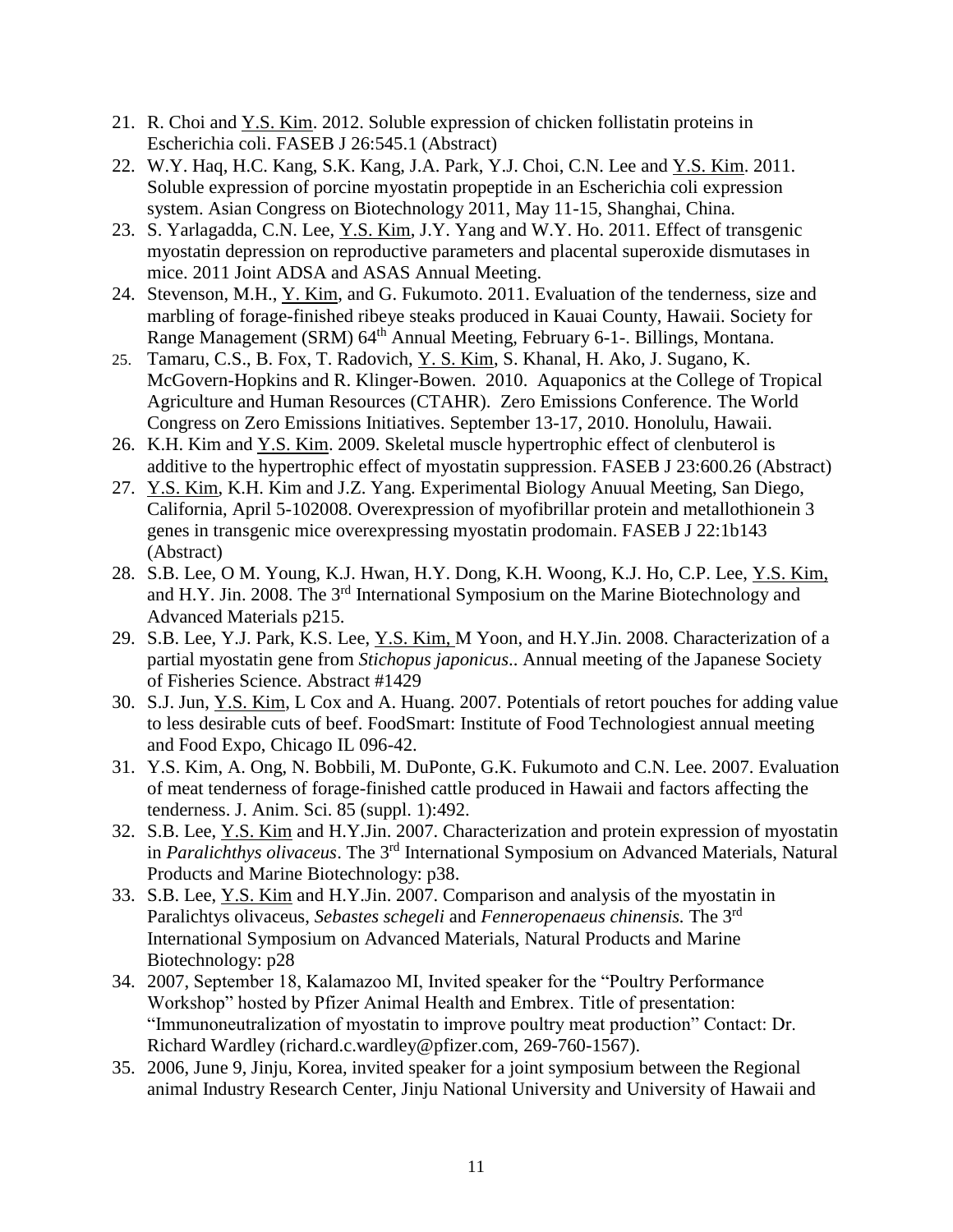21. R. Choi and Y.S. Kim. 2012. Soluble expression of chicken follistatin proteins in Escherichia coli. FASEB J 26:545.1 (Abstract)
22. W.Y. Haq, H.C. Kang, S.K. Kang, J.A. Park, Y.J. Choi, C.N. Lee and Y.S. Kim. 2011. Soluble expression of porcine myostatin propeptide in an Escherichia coli expression system. Asian Congress on Biotechnology 2011, May 11-15, Shanghai, China.
23. S. Yarlagadda, C.N. Lee, Y.S. Kim, J.Y. Yang and W.Y. Ho. 2011. Effect of transgenic myostatin depression on reproductive parameters and placental superoxide dismutases in mice. 2011 Joint ADSA and ASAS Annual Meeting.
24. Stevenson, M.H., Y. Kim, and G. Fukumoto. 2011. Evaluation of the tenderness, size and marbling of forage-finished ribeye steaks produced in Kauai County, Hawaii. Society for Range Management (SRM) 64th Annual Meeting, February 6-1-. Billings, Montana.
25. Tamaru, C.S., B. Fox, T. Radovich, Y. S. Kim, S. Khanal, H. Ako, J. Sugano, K. McGovern-Hopkins and R. Klinger-Bowen. 2010. Aquaponics at the College of Tropical Agriculture and Human Resources (CTAHR). Zero Emissions Conference. The World Congress on Zero Emissions Initiatives. September 13-17, 2010. Honolulu, Hawaii.
26. K.H. Kim and Y.S. Kim. 2009. Skeletal muscle hypertrophic effect of clenbuterol is additive to the hypertrophic effect of myostatin suppression. FASEB J 23:600.26 (Abstract)
27. Y.S. Kim, K.H. Kim and J.Z. Yang. Experimental Biology Anuual Meeting, San Diego, California, April 5-102008. Overexpression of myofibrillar protein and metallothionein 3 genes in transgenic mice overexpressing myostatin prodomain. FASEB J 22:1b143 (Abstract)
28. S.B. Lee, O M. Young, K.J. Hwan, H.Y. Dong, K.H. Woong, K.J. Ho, C.P. Lee, Y.S. Kim, and H.Y. Jin. 2008. The 3rd International Symposium on the Marine Biotechnology and Advanced Materials p215.
29. S.B. Lee, Y.J. Park, K.S. Lee, Y.S. Kim, M Yoon, and H.Y.Jin. 2008. Characterization of a partial myostatin gene from *Stichopus japonicus*.. Annual meeting of the Japanese Society of Fisheries Science. Abstract #1429
30. S.J. Jun, Y.S. Kim, L Cox and A. Huang. 2007. Potentials of retort pouches for adding value to less desirable cuts of beef. FoodSmart: Institute of Food Technologiest annual meeting and Food Expo, Chicago IL 096-42.
31. Y.S. Kim, A. Ong, N. Bobbili, M. DuPonte, G.K. Fukumoto and C.N. Lee. 2007. Evaluation of meat tenderness of forage-finished cattle produced in Hawaii and factors affecting the tenderness. J. Anim. Sci. 85 (suppl. 1):492.
32. S.B. Lee, Y.S. Kim and H.Y.Jin. 2007. Characterization and protein expression of myostatin in *Paralichthys olivaceus*. The 3rd International Symposium on Advanced Materials, Natural Products and Marine Biotechnology: p38.
33. S.B. Lee, Y.S. Kim and H.Y.Jin. 2007. Comparison and analysis of the myostatin in Paralichtys olivaceus, *Sebastes schegeli* and *Fenneropenaeus chinensis.* The 3rd International Symposium on Advanced Materials, Natural Products and Marine Biotechnology: p28
34. 2007, September 18, Kalamazoo MI, Invited speaker for the "Poultry Performance Workshop" hosted by Pfizer Animal Health and Embrex. Title of presentation: "Immunoneutralization of myostatin to improve poultry meat production" Contact: Dr. Richard Wardley (richard.c.wardley@pfizer.com, 269-760-1567).
35. 2006, June 9, Jinju, Korea, invited speaker for a joint symposium between the Regional animal Industry Research Center, Jinju National University and University of Hawaii and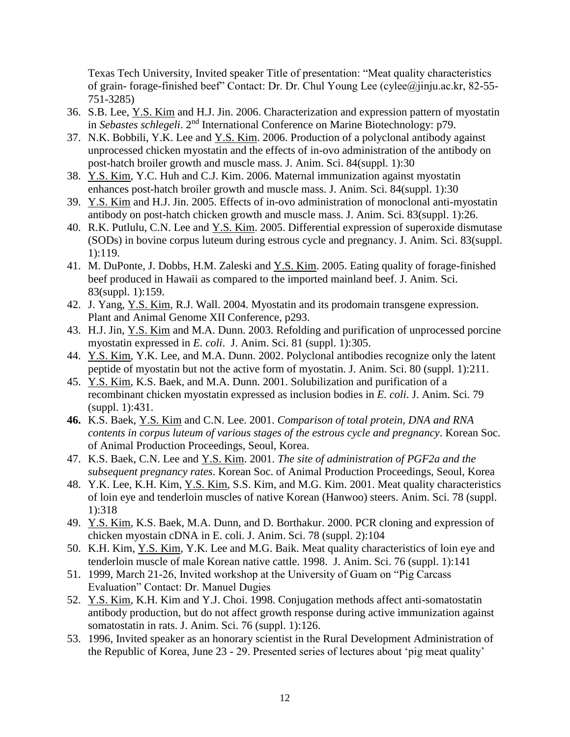Texas Tech University, Invited speaker Title of presentation: "Meat quality characteristics of grain- forage-finished beef" Contact: Dr. Dr. Chul Young Lee (cylee@jinju.ac.kr, 82-55-751-3285)

36. S.B. Lee, <u>Y.S. Kim</u> and H.J. Jin. 2006. Characterization and expression pattern of myostatin in *Sebastes schlegeli*. 2nd International Conference on Marine Biotechnology: p79.
37. N.K. Bobbili, Y.K. Lee and <u>Y.S. Kim</u>. 2006. Production of a polyclonal antibody against unprocessed chicken myostatin and the effects of in-ovo administration of the antibody on post-hatch broiler growth and muscle mass. J. Anim. Sci. 84(suppl. 1):30
38. <u>Y.S. Kim</u>, Y.C. Huh and C.J. Kim. 2006. Maternal immunization against myostatin enhances post-hatch broiler growth and muscle mass. J. Anim. Sci. 84(suppl. 1):30
39. <u>Y.S. Kim</u> and H.J. Jin. 2005. Effects of in-ovo administration of monoclonal anti-myostatin antibody on post-hatch chicken growth and muscle mass. J. Anim. Sci. 83(suppl. 1):26.
40. R.K. Putlulu, C.N. Lee and <u>Y.S. Kim</u>. 2005. Differential expression of superoxide dismutase (SODs) in bovine corpus luteum during estrous cycle and pregnancy. J. Anim. Sci. 83(suppl. 1):119.
41. M. DuPonte, J. Dobbs, H.M. Zaleski and <u>Y.S. Kim</u>. 2005. Eating quality of forage-finished beef produced in Hawaii as compared to the imported mainland beef. J. Anim. Sci. 83(suppl. 1):159.
42. J. Yang, <u>Y.S. Kim</u>, R.J. Wall. 2004. Myostatin and its prodomain transgene expression. Plant and Animal Genome XII Conference, p293.
43. H.J. Jin, <u>Y.S. Kim</u> and M.A. Dunn. 2003. Refolding and purification of unprocessed porcine myostatin expressed in *E. coli*. J. Anim. Sci. 81 (suppl. 1):305.
44. <u>Y.S. Kim</u>, Y.K. Lee, and M.A. Dunn. 2002. Polyclonal antibodies recognize only the latent peptide of myostatin but not the active form of myostatin. J. Anim. Sci. 80 (suppl. 1):211.
45. <u>Y.S. Kim</u>, K.S. Baek, and M.A. Dunn. 2001. Solubilization and purification of a recombinant chicken myostatin expressed as inclusion bodies in *E. coli*. J. Anim. Sci. 79 (suppl. 1):431.
46. K.S. Baek, <u>Y.S. Kim</u> and C.N. Lee. 2001. *Comparison of total protein, DNA and RNA contents in corpus luteum of various stages of the estrous cycle and pregnancy*. Korean Soc. of Animal Production Proceedings, Seoul, Korea.
47. K.S. Baek, C.N. Lee and <u>Y.S. Kim</u>. 2001. *The site of administration of PGF2a and the subsequent pregnancy rates*. Korean Soc. of Animal Production Proceedings, Seoul, Korea
48. Y.K. Lee, K.H. Kim, <u>Y.S. Kim</u>, S.S. Kim, and M.G. Kim. 2001. Meat quality characteristics of loin eye and tenderloin muscles of native Korean (Hanwoo) steers. Anim. Sci. 78 (suppl. 1):318
49. <u>Y.S. Kim</u>, K.S. Baek, M.A. Dunn, and D. Borthakur. 2000. PCR cloning and expression of chicken myostain cDNA in E. coli. J. Anim. Sci. 78 (suppl. 2):104
50. K.H. Kim, <u>Y.S. Kim</u>, Y.K. Lee and M.G. Baik. Meat quality characteristics of loin eye and tenderloin muscle of male Korean native cattle. 1998. J. Anim. Sci. 76 (suppl. 1):141
51. 1999, March 21-26, Invited workshop at the University of Guam on "Pig Carcass Evaluation" Contact: Dr. Manuel Dugies
52. <u>Y.S. Kim</u>, K.H. Kim and Y.J. Choi. 1998. Conjugation methods affect anti-somatostatin antibody production, but do not affect growth response during active immunization against somatostatin in rats. J. Anim. Sci. 76 (suppl. 1):126.
53. 1996, Invited speaker as an honorary scientist in the Rural Development Administration of the Republic of Korea, June 23 - 29. Presented series of lectures about 'pig meat quality'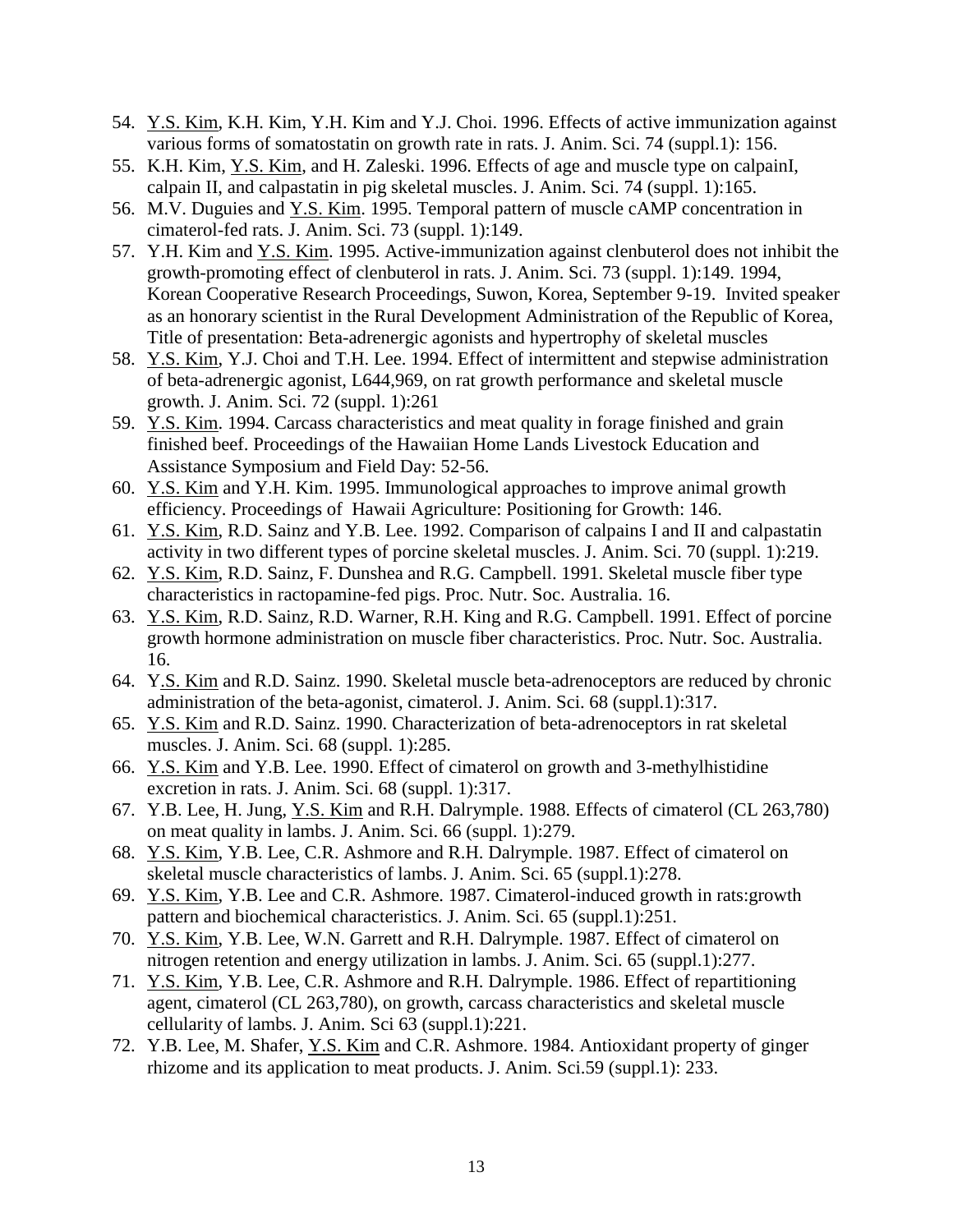54. Y.S. Kim, K.H. Kim, Y.H. Kim and Y.J. Choi. 1996. Effects of active immunization against various forms of somatostatin on growth rate in rats. J. Anim. Sci. 74 (suppl.1): 156.
55. K.H. Kim, Y.S. Kim, and H. Zaleski. 1996. Effects of age and muscle type on calpainI, calpain II, and calpastatin in pig skeletal muscles. J. Anim. Sci. 74 (suppl. 1):165.
56. M.V. Duguies and Y.S. Kim. 1995. Temporal pattern of muscle cAMP concentration in cimaterol-fed rats. J. Anim. Sci. 73 (suppl. 1):149.
57. Y.H. Kim and Y.S. Kim. 1995. Active-immunization against clenbuterol does not inhibit the growth-promoting effect of clenbuterol in rats. J. Anim. Sci. 73 (suppl. 1):149. 1994, Korean Cooperative Research Proceedings, Suwon, Korea, September 9-19. Invited speaker as an honorary scientist in the Rural Development Administration of the Republic of Korea, Title of presentation: Beta-adrenergic agonists and hypertrophy of skeletal muscles
58. Y.S. Kim, Y.J. Choi and T.H. Lee. 1994. Effect of intermittent and stepwise administration of beta-adrenergic agonist, L644,969, on rat growth performance and skeletal muscle growth. J. Anim. Sci. 72 (suppl. 1):261
59. Y.S. Kim. 1994. Carcass characteristics and meat quality in forage finished and grain finished beef. Proceedings of the Hawaiian Home Lands Livestock Education and Assistance Symposium and Field Day: 52-56.
60. Y.S. Kim and Y.H. Kim. 1995. Immunological approaches to improve animal growth efficiency. Proceedings of Hawaii Agriculture: Positioning for Growth: 146.
61. Y.S. Kim, R.D. Sainz and Y.B. Lee. 1992. Comparison of calpains I and II and calpastatin activity in two different types of porcine skeletal muscles. J. Anim. Sci. 70 (suppl. 1):219.
62. Y.S. Kim, R.D. Sainz, F. Dunshea and R.G. Campbell. 1991. Skeletal muscle fiber type characteristics in ractopamine-fed pigs. Proc. Nutr. Soc. Australia. 16.
63. Y.S. Kim, R.D. Sainz, R.D. Warner, R.H. King and R.G. Campbell. 1991. Effect of porcine growth hormone administration on muscle fiber characteristics. Proc. Nutr. Soc. Australia. 16.
64. Y.S. Kim and R.D. Sainz. 1990. Skeletal muscle beta-adrenoceptors are reduced by chronic administration of the beta-agonist, cimaterol. J. Anim. Sci. 68 (suppl.1):317.
65. Y.S. Kim and R.D. Sainz. 1990. Characterization of beta-adrenoceptors in rat skeletal muscles. J. Anim. Sci. 68 (suppl. 1):285.
66. Y.S. Kim and Y.B. Lee. 1990. Effect of cimaterol on growth and 3-methylhistidine excretion in rats. J. Anim. Sci. 68 (suppl. 1):317.
67. Y.B. Lee, H. Jung, Y.S. Kim and R.H. Dalrymple. 1988. Effects of cimaterol (CL 263,780) on meat quality in lambs. J. Anim. Sci. 66 (suppl. 1):279.
68. Y.S. Kim, Y.B. Lee, C.R. Ashmore and R.H. Dalrymple. 1987. Effect of cimaterol on skeletal muscle characteristics of lambs. J. Anim. Sci. 65 (suppl.1):278.
69. Y.S. Kim, Y.B. Lee and C.R. Ashmore. 1987. Cimaterol-induced growth in rats:growth pattern and biochemical characteristics. J. Anim. Sci. 65 (suppl.1):251.
70. Y.S. Kim, Y.B. Lee, W.N. Garrett and R.H. Dalrymple. 1987. Effect of cimaterol on nitrogen retention and energy utilization in lambs. J. Anim. Sci. 65 (suppl.1):277.
71. Y.S. Kim, Y.B. Lee, C.R. Ashmore and R.H. Dalrymple. 1986. Effect of repartitioning agent, cimaterol (CL 263,780), on growth, carcass characteristics and skeletal muscle cellularity of lambs. J. Anim. Sci 63 (suppl.1):221.
72. Y.B. Lee, M. Shafer, Y.S. Kim and C.R. Ashmore. 1984. Antioxidant property of ginger rhizome and its application to meat products. J. Anim. Sci.59 (suppl.1): 233.